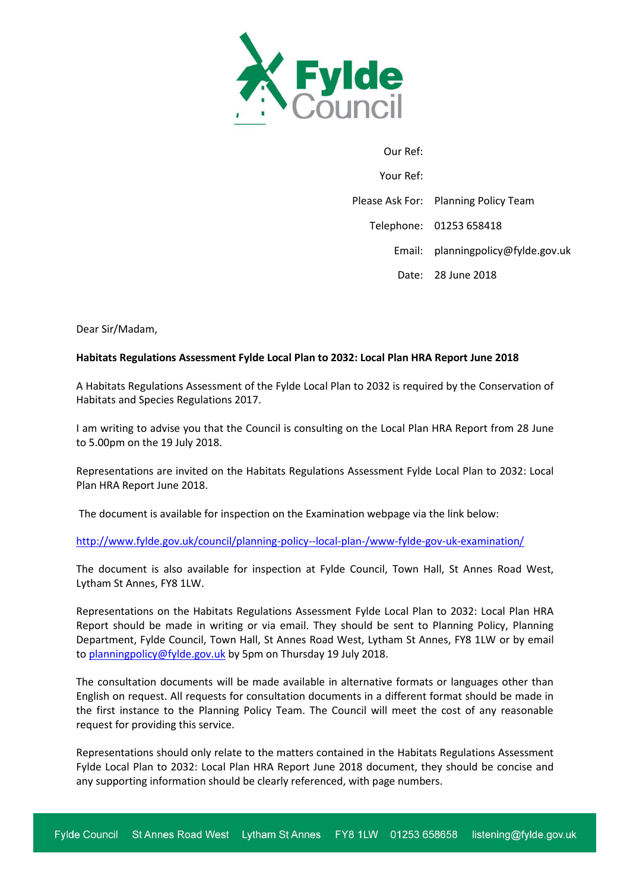Fylde Council

Our Ref:

Your Ref:

Please Ask For: Planning Policy Team

Telephone: 01253 658418

Email: planningpolicy@fylde.gov.uk

Date: 28 June 2018

Dear Sir/Madam,

**Habitats Regulations Assessment Fylde Local Plan to 2032: Local Plan HRA Report June 2018**

A Habitats Regulations Assessment of the Fylde Local Plan to 2032 is required by the Conservation of Habitats and Species Regulations 2017.

I am writing to advise you that the Council is consulting on the Local Plan HRA Report from 28 June to 5.00pm on the 19 July 2018.

Representations are invited on the Habitats Regulations Assessment Fylde Local Plan to 2032: Local Plan HRA Report June 2018.

The document is available for inspection on the Examination webpage via the link below:

http://www.fylde.gov.uk/council/planning-policy--local-plan-/www-fylde-gov-uk-examination/

The document is also available for inspection at Fylde Council, Town Hall, St Annes Road West, Lytham St Annes, FY8 1LW.

Representations on the Habitats Regulations Assessment Fylde Local Plan to 2032: Local Plan HRA Report should be made in writing or via email. They should be sent to Planning Policy, Planning Department, Fylde Council, Town Hall, St Annes Road West, Lytham St Annes, FY8 1LW or by email to planningpolicy@fylde.gov.uk by 5pm on Thursday 19 July 2018.

The consultation documents will be made available in alternative formats or languages other than English on request. All requests for consultation documents in a different format should be made in the first instance to the Planning Policy Team. The Council will meet the cost of any reasonable request for providing this service.

Representations should only relate to the matters contained in the Habitats Regulations Assessment Fylde Local Plan to 2032: Local Plan HRA Report June 2018 document, they should be concise and any supporting information should be clearly referenced, with page numbers.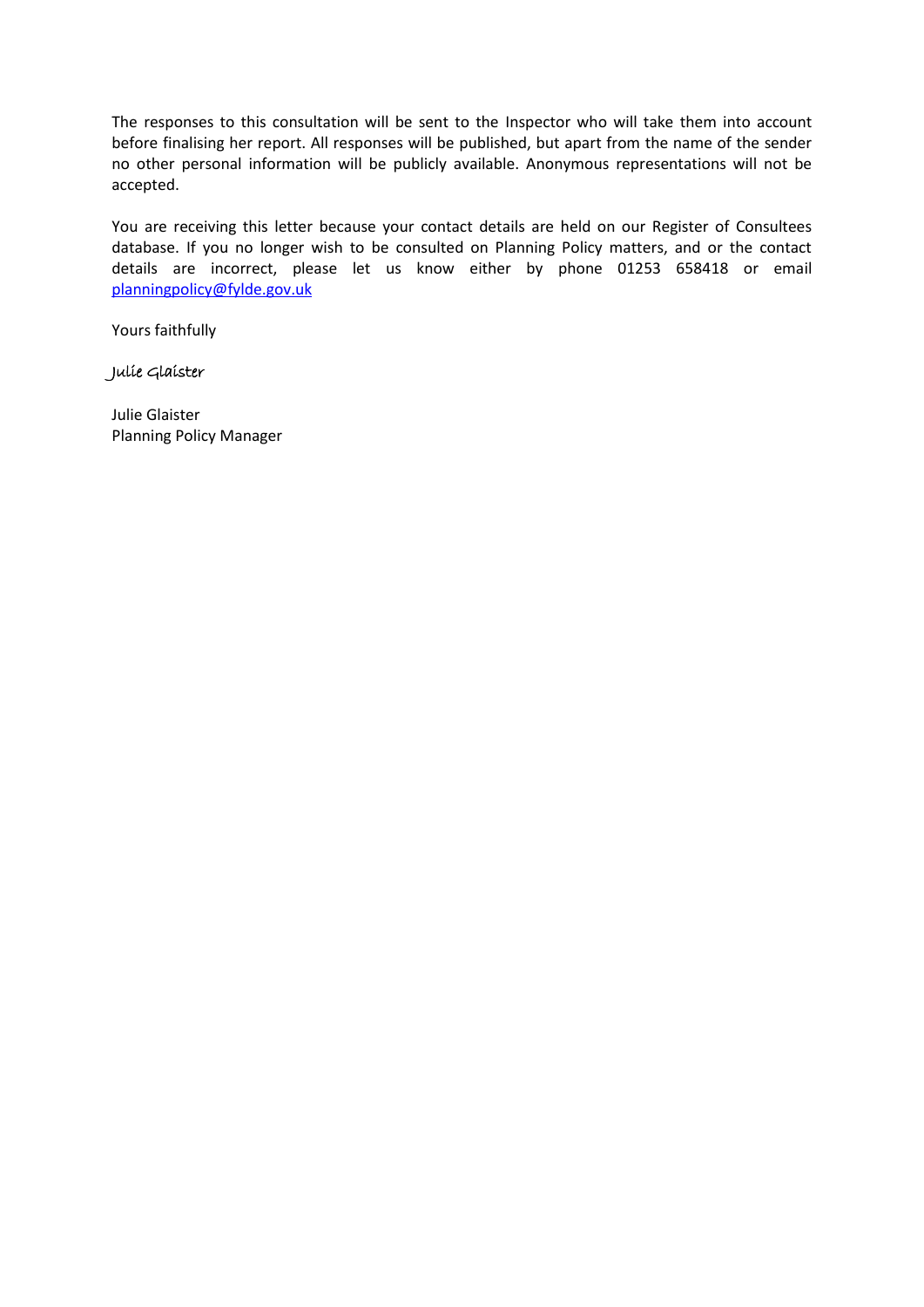The responses to this consultation will be sent to the Inspector who will take them into account before finalising her report. All responses will be published, but apart from the name of the sender no other personal information will be publicly available. Anonymous representations will not be accepted.

You are receiving this letter because your contact details are held on our Register of Consultees database. If you no longer wish to be consulted on Planning Policy matters, and or the contact details are incorrect, please let us know either by phone 01253 658418 or email planningpolicy@fylde.gov.uk

Yours faithfully

*Julie Glaister*

Julie Glaister
Planning Policy Manager